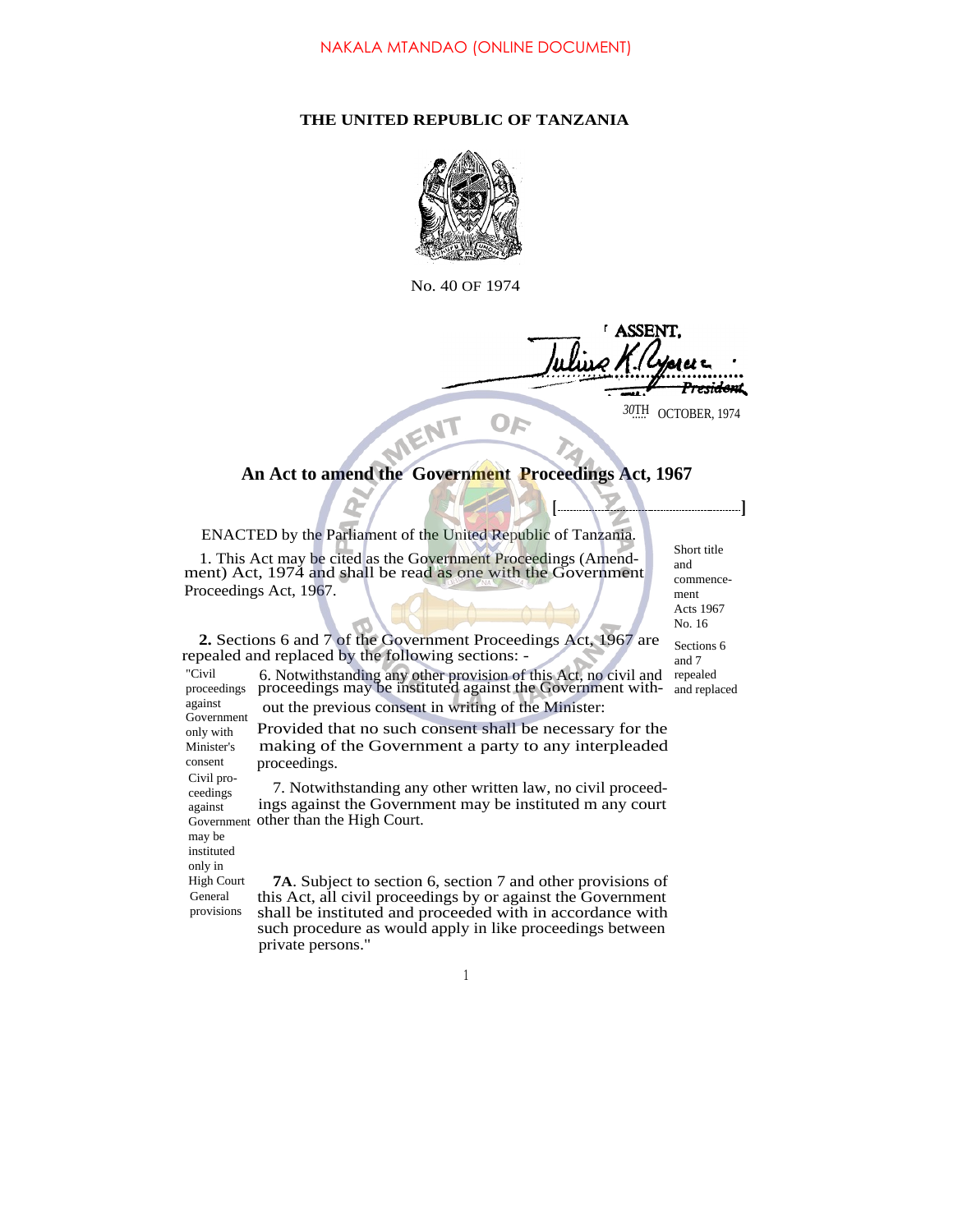NAKALA MTANDAO (ONLINE DOCUMENT)

# THE UNITED REPUBLIC OF TANZANIA

No. 40 OF 1974

I ASSENT,

Julius K. Nyerere
President

30TH OCTOBER, 1974

## An Act to amend the Government Proceedings Act, 1967

[.....................................................]

ENACTED by the Parliament of the United Republic of Tanzania.

*Short title and commencement Acts 1967 No. 16*

1. This Act may be cited as the Government Proceedings (Amendment) Act, 1974 and shall be read as one with the Government Proceedings Act, 1967.

*Sections 6 and 7 repealed and replaced*

**2.** Sections 6 and 7 of the Government Proceedings Act, 1967 are repealed and replaced by the following sections: -

*"Civil proceedings against Government only with Minister's consent*

6. Notwithstanding any other provision of this Act, no civil and proceedings may be instituted against the Government without the previous consent in writing of the Minister:

Provided that no such consent shall be necessary for the making of the Government a party to any interpleaded proceedings.

*Civil proceedings against Government may be instituted only in High Court*

7. Notwithstanding any other written law, no civil proceedings against the Government may be instituted m any court other than the High Court.

*General provisions*

**7A**. Subject to section 6, section 7 and other provisions of this Act, all civil proceedings by or against the Government shall be instituted and proceeded with in accordance with such procedure as would apply in like proceedings between private persons."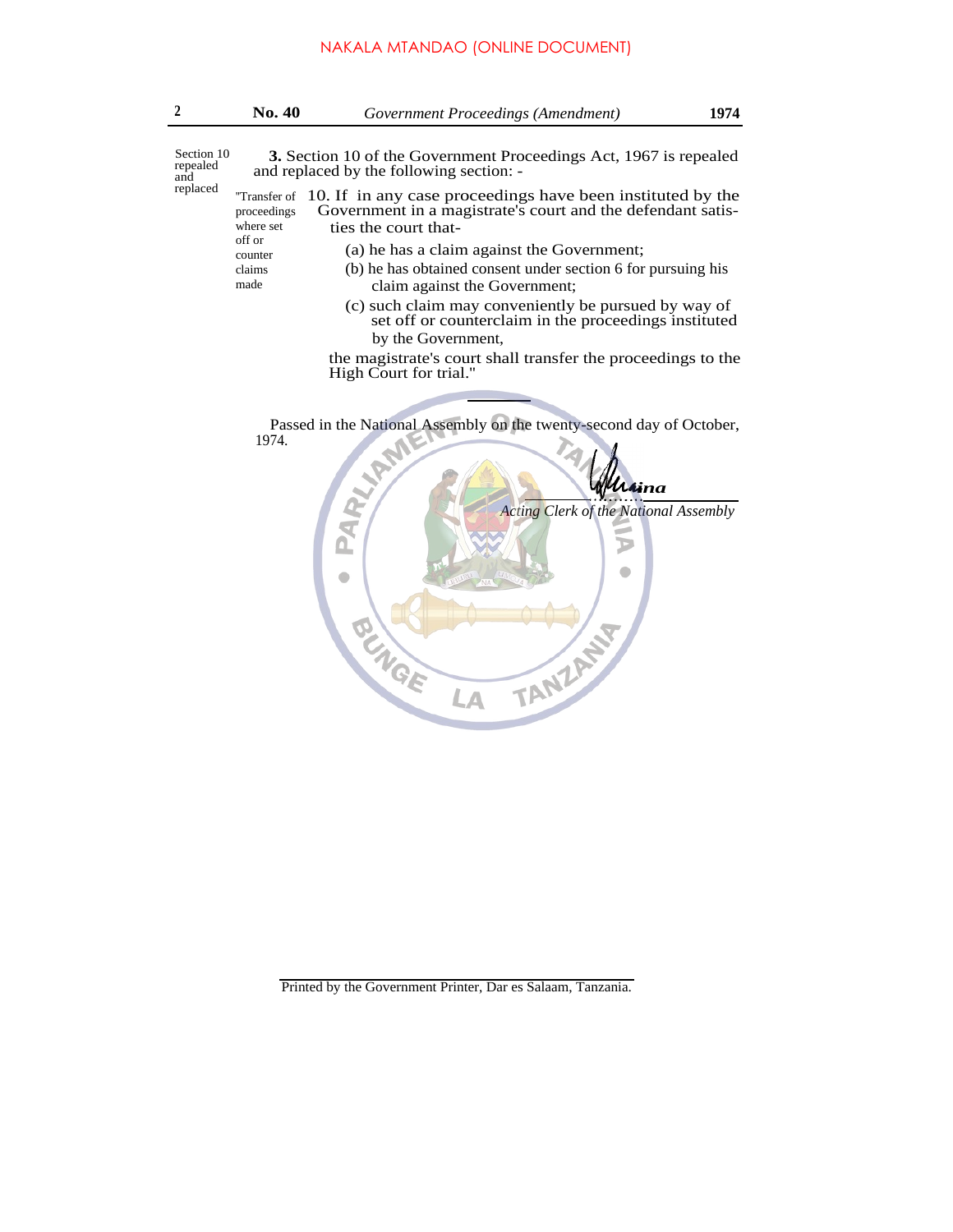Section 10 repealed and replaced

**3.** Section 10 of the Government Proceedings Act, 1967 is repealed and replaced by the following section: -

"Transfer of proceedings where set off or counter claims made

10. If in any case proceedings have been instituted by the Government in a magistrate's court and the defendant satisfies the court that-

(a) he has a claim against the Government;

(b) he has obtained consent under section 6 for pursuing his claim against the Government;

(c) such claim may conveniently be pursued by way of set off or counterclaim in the proceedings instituted by the Government,

the magistrate's court shall transfer the proceedings to the High Court for trial."

Passed in the National Assembly on the twenty-second day of October, 1974.

*...........ina*

*Acting Clerk of the National Assembly*

Printed by the Government Printer, Dar es Salaam, Tanzania.